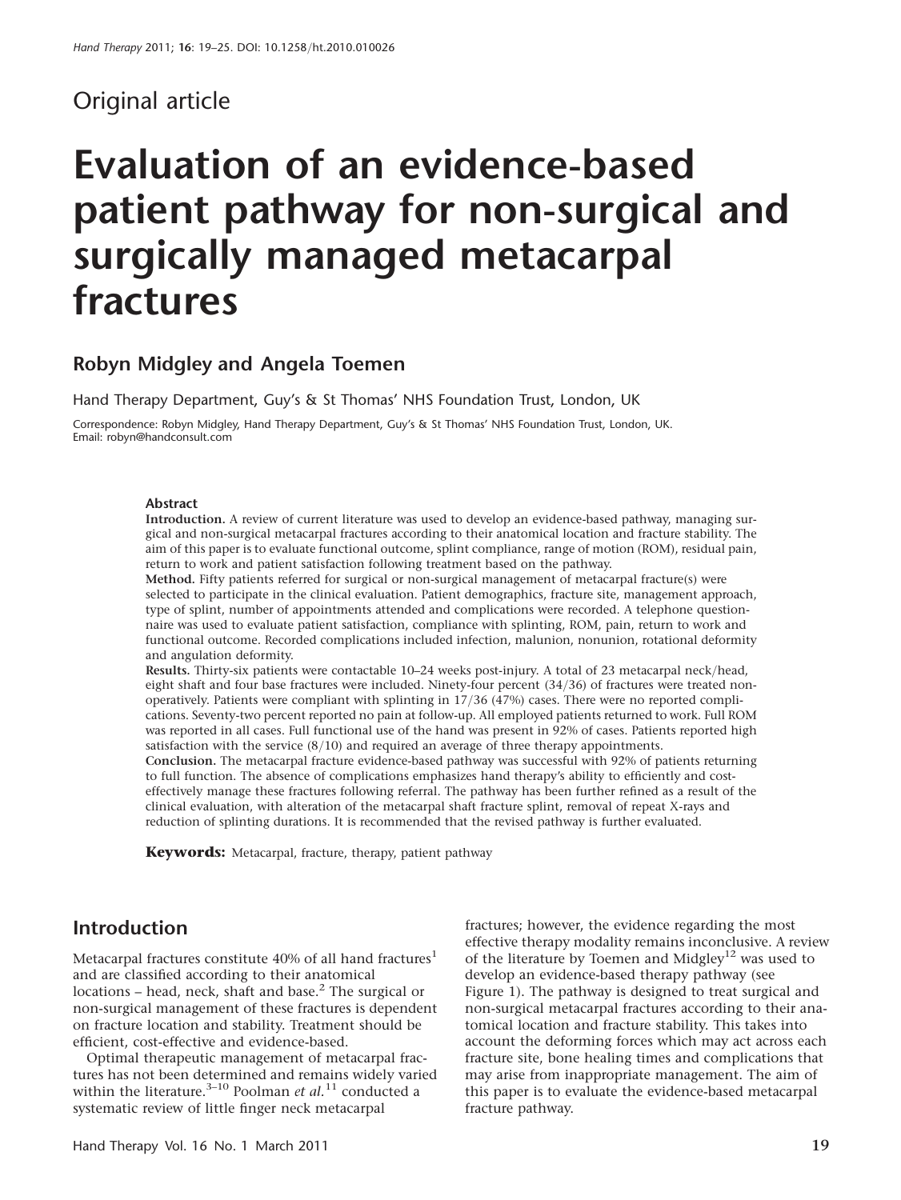Original article

# Evaluation of an evidence-based patient pathway for non-surgical and surgically managed metacarpal fractures

**Robyn Midgley and Angela Toemen**

Hand Therapy Department, Guy's & St Thomas' NHS Foundation Trust, London, UK

Correspondence: Robyn Midgley, Hand Therapy Department, Guy's & St Thomas' NHS Foundation Trust, London, UK. Email: robyn@handconsult.com

### Abstract

**Introduction.** A review of current literature was used to develop an evidence-based pathway, managing surgical and non-surgical metacarpal fractures according to their anatomical location and fracture stability. The aim of this paper is to evaluate functional outcome, splint compliance, range of motion (ROM), residual pain, return to work and patient satisfaction following treatment based on the pathway.

**Method.** Fifty patients referred for surgical or non-surgical management of metacarpal fracture(s) were selected to participate in the clinical evaluation. Patient demographics, fracture site, management approach, type of splint, number of appointments attended and complications were recorded. A telephone questionnaire was used to evaluate patient satisfaction, compliance with splinting, ROM, pain, return to work and functional outcome. Recorded complications included infection, malunion, nonunion, rotational deformity and angulation deformity.

**Results.** Thirty-six patients were contactable 10–24 weeks post-injury. A total of 23 metacarpal neck/head, eight shaft and four base fractures were included. Ninety-four percent (34/36) of fractures were treated non-operatively. Patients were compliant with splinting in 17/36 (47%) cases. There were no reported complications. Seventy-two percent reported no pain at follow-up. All employed patients returned to work. Full ROM was reported in all cases. Full functional use of the hand was present in 92% of cases. Patients reported high satisfaction with the service (8/10) and required an average of three therapy appointments.

**Conclusion.** The metacarpal fracture evidence-based pathway was successful with 92% of patients returning to full function. The absence of complications emphasizes hand therapy's ability to efficiently and cost-effectively manage these fractures following referral. The pathway has been further refined as a result of the clinical evaluation, with alteration of the metacarpal shaft fracture splint, removal of repeat X-rays and reduction of splinting durations. It is recommended that the revised pathway is further evaluated.

**Keywords:** Metacarpal, fracture, therapy, patient pathway

## Introduction

Metacarpal fractures constitute 40% of all hand fractures[1] and are classified according to their anatomical locations – head, neck, shaft and base.[2] The surgical or non-surgical management of these fractures is dependent on fracture location and stability. Treatment should be efficient, cost-effective and evidence-based.

Optimal therapeutic management of metacarpal fractures has not been determined and remains widely varied within the literature.[3–10] Poolman *et al.*[11] conducted a systematic review of little finger neck metacarpal fractures; however, the evidence regarding the most effective therapy modality remains inconclusive. A review of the literature by Toemen and Midgley[12] was used to develop an evidence-based therapy pathway (see Figure 1). The pathway is designed to treat surgical and non-surgical metacarpal fractures according to their anatomical location and fracture stability. This takes into account the deforming forces which may act across each fracture site, bone healing times and complications that may arise from inappropriate management. The aim of this paper is to evaluate the evidence-based metacarpal fracture pathway.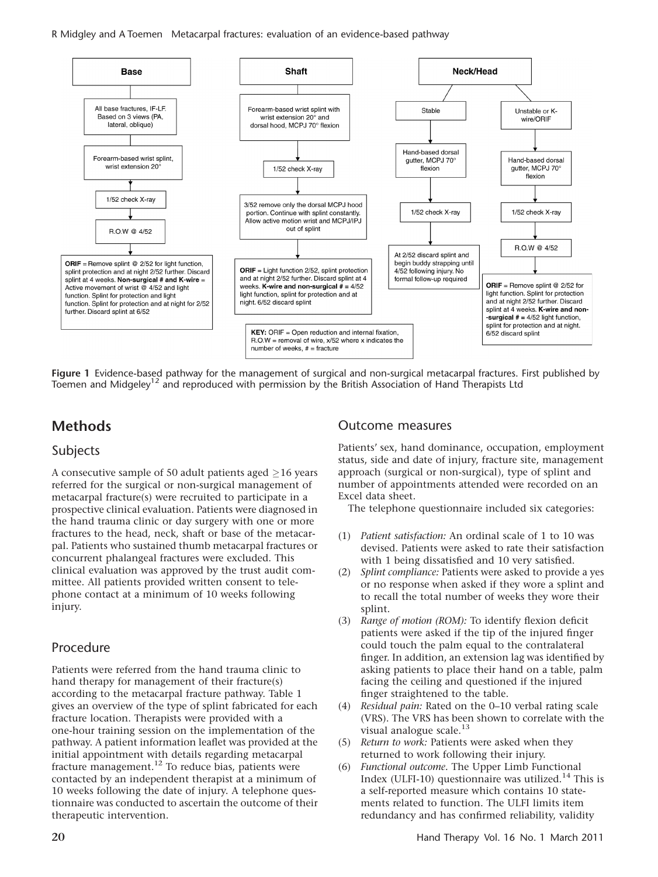**Base**

All base fractures, IF-LF. Based on 3 views (PA, lateral, oblique)

Forearm-based wrist splint, wrist extension 20°

1/52 check X-ray

R.O.W @ 4/52

**ORIF** = Remove splint @ 2/52 for light function, splint protection and at night 2/52 further. Discard splint at 4 weeks. **Non-surgical # and K-wire** = Active movement of wrist @ 4/52 and light function. Splint for protection and light function. Splint for protection and at night for 2/52 further. Discard splint at 6/52

**Shaft**

Forearm-based wrist splint with wrist extension 20° and dorsal hood, MCPJ 70° flexion

1/52 check X-ray

3/52 remove only the dorsal MCPJ hood portion. Continue with splint constantly. Allow active motion wrist and MCPJ/IPJ out of splint

**ORIF** = Light function 2/52, splint protection and at night 2/52 further. Discard splint at 4 weeks. **K-wire and non-surgical # =** 4/52 light function, splint for protection and at night. 6/52 discard splint

**Neck/Head**

Stable

Hand-based dorsal gutter, MCPJ 70° flexion

1/52 check X-ray

At 2/52 discard splint and begin buddy strapping until 4/52 following injury. No formal follow-up required

Unstable or K-wire/ORIF

Hand-based dorsal gutter, MCPJ 70° flexion

1/52 check X-ray

R.O.W @ 4/52

**ORIF** = Remove splint @ 2/52 for light function. Splint for protection and at night 2/52 further. Discard splint at 4 weeks. **K-wire and non-surgical # =** 4/52 light function, splint for protection and at night. 6/52 discard splint

**KEY:** ORIF = Open reduction and internal fixation, R.O.W = removal of wire, x/52 where x indicates the number of weeks, # = fracture

**Figure 1** Evidence-based pathway for the management of surgical and non-surgical metacarpal fractures. First published by Toemen and Midgeley[12] and reproduced with permission by the British Association of Hand Therapists Ltd

# Methods

## Subjects

A consecutive sample of 50 adult patients aged ≥16 years referred for the surgical or non-surgical management of metacarpal fracture(s) were recruited to participate in a prospective clinical evaluation. Patients were diagnosed in the hand trauma clinic or day surgery with one or more fractures to the head, neck, shaft or base of the metacarpal. Patients who sustained thumb metacarpal fractures or concurrent phalangeal fractures were excluded. This clinical evaluation was approved by the trust audit committee. All patients provided written consent to telephone contact at a minimum of 10 weeks following injury.

## Procedure

Patients were referred from the hand trauma clinic to hand therapy for management of their fracture(s) according to the metacarpal fracture pathway. Table 1 gives an overview of the type of splint fabricated for each fracture location. Therapists were provided with a one-hour training session on the implementation of the pathway. A patient information leaflet was provided at the initial appointment with details regarding metacarpal fracture management.[12] To reduce bias, patients were contacted by an independent therapist at a minimum of 10 weeks following the date of injury. A telephone questionnaire was conducted to ascertain the outcome of their therapeutic intervention.

## Outcome measures

Patients' sex, hand dominance, occupation, employment status, side and date of injury, fracture site, management approach (surgical or non-surgical), type of splint and number of appointments attended were recorded on an Excel data sheet.

The telephone questionnaire included six categories:

(1) *Patient satisfaction:* An ordinal scale of 1 to 10 was devised. Patients were asked to rate their satisfaction with 1 being dissatisfied and 10 very satisfied.
(2) *Splint compliance:* Patients were asked to provide a yes or no response when asked if they wore a splint and to recall the total number of weeks they wore their splint.
(3) *Range of motion (ROM):* To identify flexion deficit patients were asked if the tip of the injured finger could touch the palm equal to the contralateral finger. In addition, an extension lag was identified by asking patients to place their hand on a table, palm facing the ceiling and questioned if the injured finger straightened to the table.
(4) *Residual pain:* Rated on the 0–10 verbal rating scale (VRS). The VRS has been shown to correlate with the visual analogue scale.[13]
(5) *Return to work:* Patients were asked when they returned to work following their injury.
(6) *Functional outcome.* The Upper Limb Functional Index (ULFI-10) questionnaire was utilized.[14] This is a self-reported measure which contains 10 statements related to function. The ULFI limits item redundancy and has confirmed reliability, validity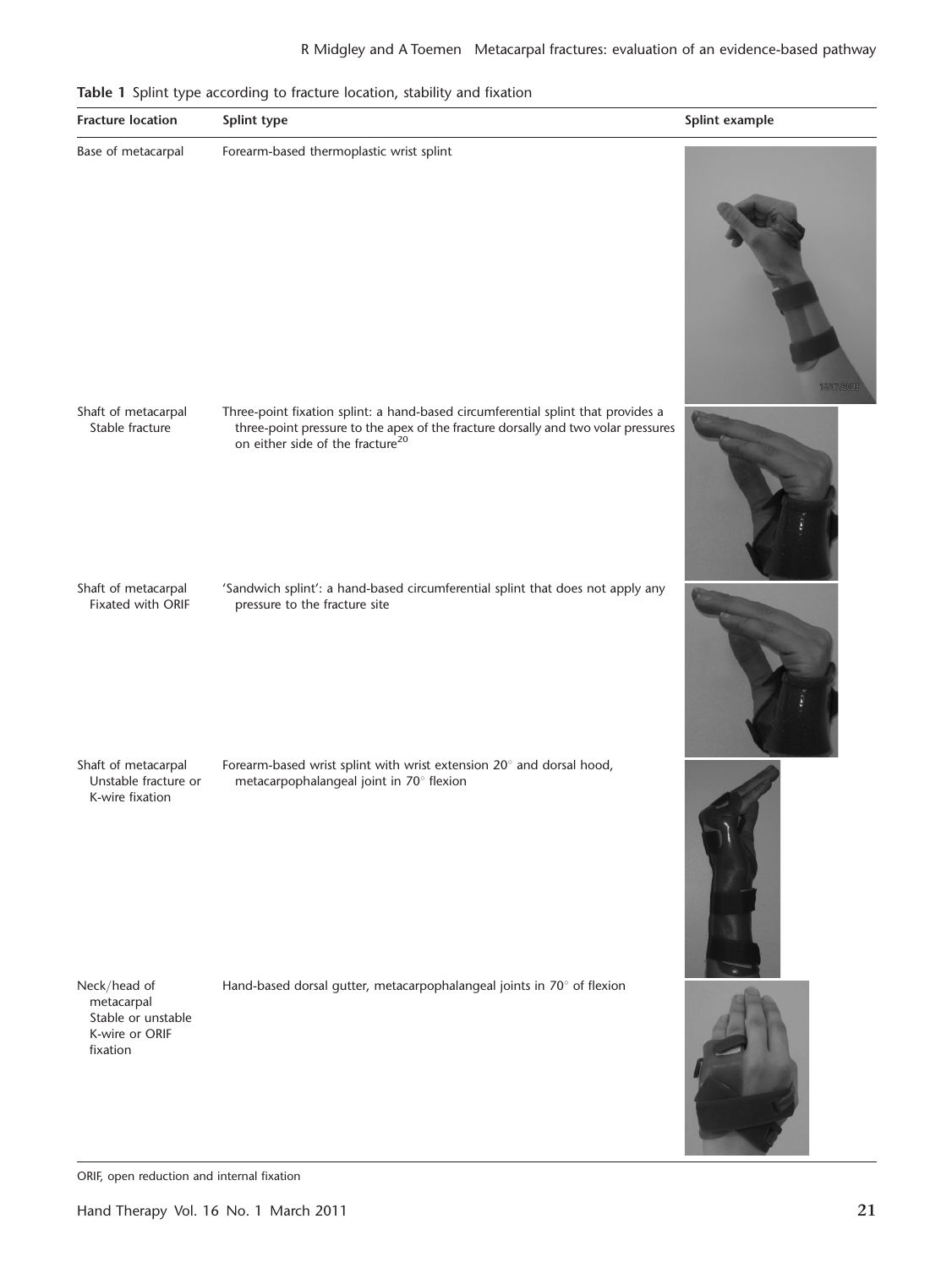**Table 1** Splint type according to fracture location, stability and fixation

| Fracture location | Splint type | Splint example |
| --- | --- | --- |
| Base of metacarpal | Forearm-based thermoplastic wrist splint | |
| Shaft of metacarpal Stable fracture | Three-point fixation splint: a hand-based circumferential splint that provides a three-point pressure to the apex of the fracture dorsally and two volar pressures on either side of the fracture[20] | |
| Shaft of metacarpal Fixated with ORIF | 'Sandwich splint': a hand-based circumferential splint that does not apply any pressure to the fracture site | |
| Shaft of metacarpal Unstable fracture or K-wire fixation | Forearm-based wrist splint with wrist extension 20° and dorsal hood, metacarpophalangeal joint in 70° flexion | |
| Neck/head of metacarpal Stable or unstable K-wire or ORIF fixation | Hand-based dorsal gutter, metacarpophalangeal joints in 70° of flexion | |

ORIF, open reduction and internal fixation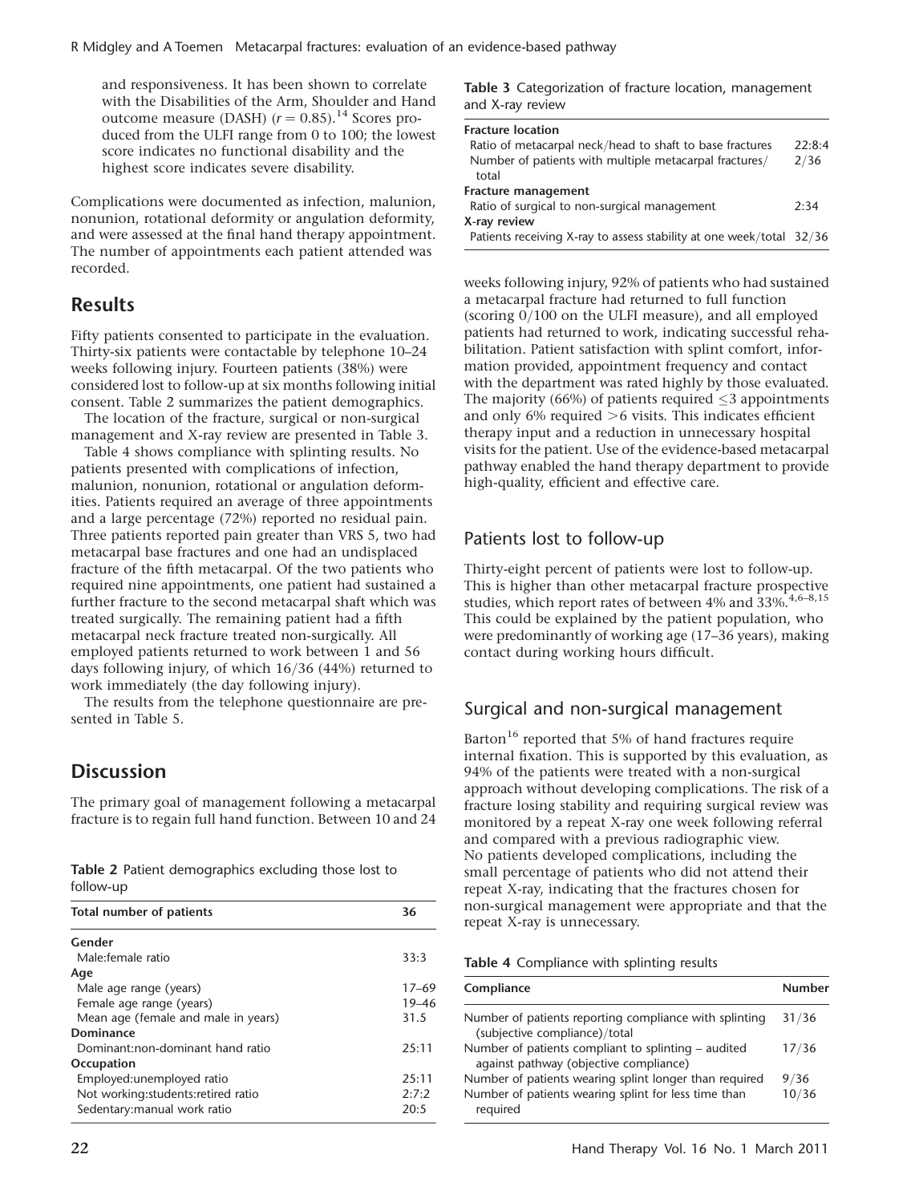and responsiveness. It has been shown to correlate with the Disabilities of the Arm, Shoulder and Hand outcome measure (DASH) ($r = 0.85$).[14] Scores produced from the ULFI range from 0 to 100; the lowest score indicates no functional disability and the highest score indicates severe disability.

Complications were documented as infection, malunion, nonunion, rotational deformity or angulation deformity, and were assessed at the final hand therapy appointment. The number of appointments each patient attended was recorded.

## Results

Fifty patients consented to participate in the evaluation. Thirty-six patients were contactable by telephone 10–24 weeks following injury. Fourteen patients (38%) were considered lost to follow-up at six months following initial consent. Table 2 summarizes the patient demographics.

The location of the fracture, surgical or non-surgical management and X-ray review are presented in Table 3.

Table 4 shows compliance with splinting results. No patients presented with complications of infection, malunion, nonunion, rotational or angulation deformities. Patients required an average of three appointments and a large percentage (72%) reported no residual pain. Three patients reported pain greater than VRS 5, two had metacarpal base fractures and one had an undisplaced fracture of the fifth metacarpal. Of the two patients who required nine appointments, one patient had sustained a further fracture to the second metacarpal shaft which was treated surgically. The remaining patient had a fifth metacarpal neck fracture treated non-surgically. All employed patients returned to work between 1 and 56 days following injury, of which 16/36 (44%) returned to work immediately (the day following injury).

The results from the telephone questionnaire are presented in Table 5.

## Discussion

The primary goal of management following a metacarpal fracture is to regain full hand function. Between 10 and 24 weeks following injury, 92% of patients who had sustained a metacarpal fracture had returned to full function (scoring 0/100 on the ULFI measure), and all employed patients had returned to work, indicating successful rehabilitation. Patient satisfaction with splint comfort, information provided, appointment frequency and contact with the department was rated highly by those evaluated. The majority (66%) of patients required $\leq 3$ appointments and only 6% required $>6$ visits. This indicates efficient therapy input and a reduction in unnecessary hospital visits for the patient. Use of the evidence-based metacarpal pathway enabled the hand therapy department to provide high-quality, efficient and effective care.

**Table 2** Patient demographics excluding those lost to follow-up

| Total number of patients | 36 |
|---|---|
| **Gender** | |
| Male:female ratio | 33:3 |
| **Age** | |
| Male age range (years) | 17–69 |
| Female age range (years) | 19–46 |
| Mean age (female and male in years) | 31.5 |
| **Dominance** | |
| Dominant:non-dominant hand ratio | 25:11 |
| **Occupation** | |
| Employed:unemployed ratio | 25:11 |
| Not working:students:retired ratio | 2:7:2 |
| Sedentary:manual work ratio | 20:5 |

**Table 3** Categorization of fracture location, management and X-ray review

| | |
|---|---|
| **Fracture location** | |
| Ratio of metacarpal neck/head to shaft to base fractures | 22:8:4 |
| Number of patients with multiple metacarpal fractures/total | 2/36 |
| **Fracture management** | |
| Ratio of surgical to non-surgical management | 2:34 |
| **X-ray review** | |
| Patients receiving X-ray to assess stability at one week/total | 32/36 |

### Patients lost to follow-up

Thirty-eight percent of patients were lost to follow-up. This is higher than other metacarpal fracture prospective studies, which report rates of between 4% and 33%.[4,6–8,15] This could be explained by the patient population, who were predominantly of working age (17–36 years), making contact during working hours difficult.

### Surgical and non-surgical management

Barton[16] reported that 5% of hand fractures require internal fixation. This is supported by this evaluation, as 94% of the patients were treated with a non-surgical approach without developing complications. The risk of a fracture losing stability and requiring surgical review was monitored by a repeat X-ray one week following referral and compared with a previous radiographic view. No patients developed complications, including the small percentage of patients who did not attend their repeat X-ray, indicating that the fractures chosen for non-surgical management were appropriate and that the repeat X-ray is unnecessary.

**Table 4** Compliance with splinting results

| Compliance | Number |
|---|---|
| Number of patients reporting compliance with splinting (subjective compliance)/total | 31/36 |
| Number of patients compliant to splinting – audited against pathway (objective compliance) | 17/36 |
| Number of patients wearing splint longer than required | 9/36 |
| Number of patients wearing splint for less time than required | 10/36 |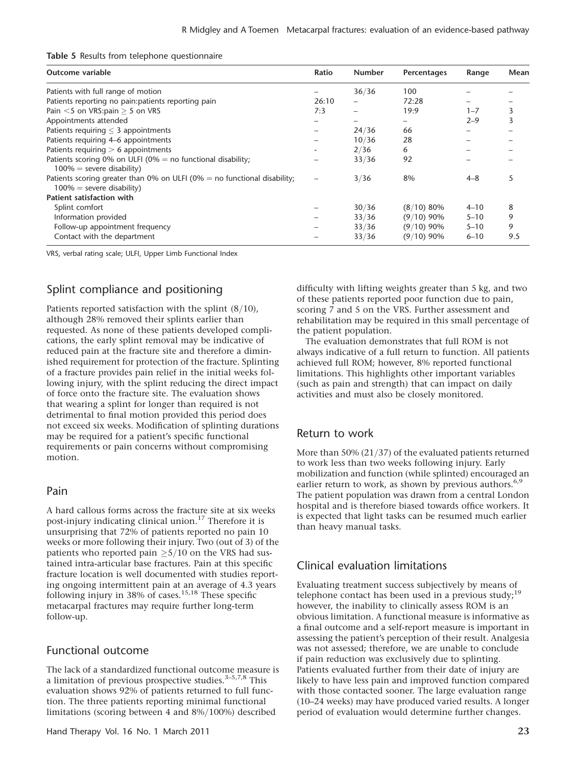**Table 5** Results from telephone questionnaire

| Outcome variable | Ratio | Number | Percentages | Range | Mean |
|---|---|---|---|---|---|
| Patients with full range of motion | – | 36/36 | 100 | – | – |
| Patients reporting no pain:patients reporting pain | 26:10 | – | 72:28 | – | – |
| Pain <5 on VRS:pain ≥ 5 on VRS | 7:3 | – | 19:9 | 1–7 | 3 |
| Appointments attended | – | – | – | 2–9 | 3 |
| Patients requiring ≤ 3 appointments | – | 24/36 | 66 | – | – |
| Patients requiring 4–6 appointments | – | 10/36 | 28 | – | – |
| Patients requiring > 6 appointments | - | 2/36 | 6 | – | – |
| Patients scoring 0% on ULFI (0% = no functional disability; 100% = severe disability) | – | 33/36 | 92 | – | – |
| Patients scoring greater than 0% on ULFI (0% = no functional disability; 100% = severe disability) | – | 3/36 | 8% | 4–8 | 5 |
| **Patient satisfaction with** | | | | | |
| Splint comfort | – | 30/36 | (8/10) 80% | 4–10 | 8 |
| Information provided | – | 33/36 | (9/10) 90% | 5–10 | 9 |
| Follow-up appointment frequency | – | 33/36 | (9/10) 90% | 5–10 | 9 |
| Contact with the department | – | 33/36 | (9/10) 90% | 6–10 | 9.5 |

VRS, verbal rating scale; ULFI, Upper Limb Functional Index

## Splint compliance and positioning

Patients reported satisfaction with the splint (8/10), although 28% removed their splints earlier than requested. As none of these patients developed complications, the early splint removal may be indicative of reduced pain at the fracture site and therefore a diminished requirement for protection of the fracture. Splinting of a fracture provides pain relief in the initial weeks following injury, with the splint reducing the direct impact of force onto the fracture site. The evaluation shows that wearing a splint for longer than required is not detrimental to final motion provided this period does not exceed six weeks. Modification of splinting durations may be required for a patient's specific functional requirements or pain concerns without compromising motion.

## Pain

A hard callous forms across the fracture site at six weeks post-injury indicating clinical union.[17] Therefore it is unsurprising that 72% of patients reported no pain 10 weeks or more following their injury. Two (out of 3) of the patients who reported pain ≥5/10 on the VRS had sustained intra-articular base fractures. Pain at this specific fracture location is well documented with studies reporting ongoing intermittent pain at an average of 4.3 years following injury in 38% of cases.[15,18] These specific metacarpal fractures may require further long-term follow-up.

## Functional outcome

The lack of a standardized functional outcome measure is a limitation of previous prospective studies.[3–5,7,8] This evaluation shows 92% of patients returned to full function. The three patients reporting minimal functional limitations (scoring between 4 and 8%/100%) described difficulty with lifting weights greater than 5 kg, and two of these patients reported poor function due to pain, scoring 7 and 5 on the VRS. Further assessment and rehabilitation may be required in this small percentage of the patient population.

The evaluation demonstrates that full ROM is not always indicative of a full return to function. All patients achieved full ROM; however, 8% reported functional limitations. This highlights other important variables (such as pain and strength) that can impact on daily activities and must also be closely monitored.

## Return to work

More than 50% (21/37) of the evaluated patients returned to work less than two weeks following injury. Early mobilization and function (while splinted) encouraged an earlier return to work, as shown by previous authors.[6,9] The patient population was drawn from a central London hospital and is therefore biased towards office workers. It is expected that light tasks can be resumed much earlier than heavy manual tasks.

## Clinical evaluation limitations

Evaluating treatment success subjectively by means of telephone contact has been used in a previous study;[19] however, the inability to clinically assess ROM is an obvious limitation. A functional measure is informative as a final outcome and a self-report measure is important in assessing the patient's perception of their result. Analgesia was not assessed; therefore, we are unable to conclude if pain reduction was exclusively due to splinting. Patients evaluated further from their date of injury are likely to have less pain and improved function compared with those contacted sooner. The large evaluation range (10–24 weeks) may have produced varied results. A longer period of evaluation would determine further changes.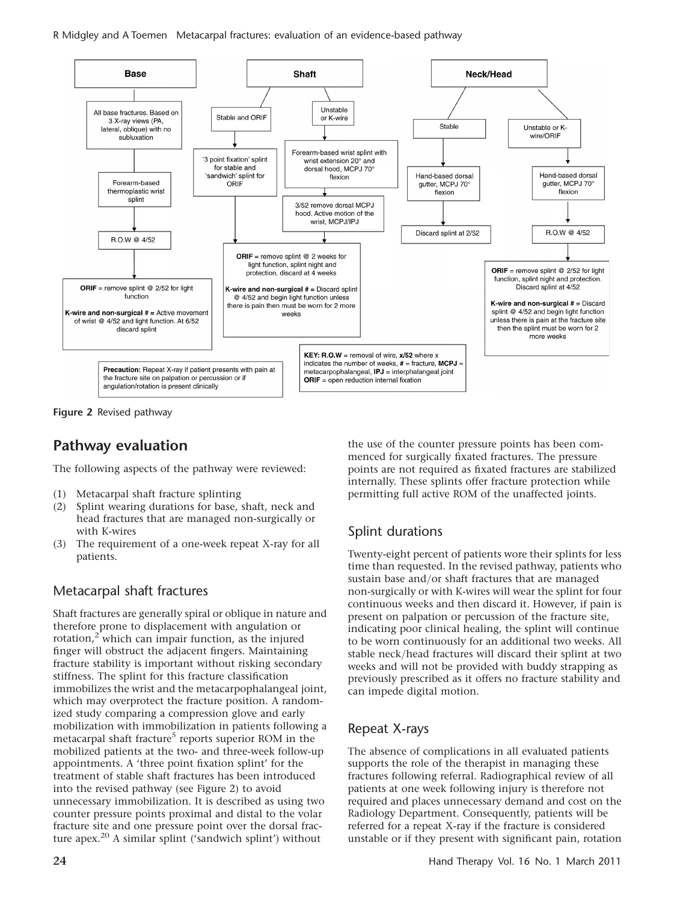**Base**

All base fractures. Based on 3 X-ray views (PA, lateral, oblique) with no subluxation

Forearm-based thermoplastic wrist splint

R.O.W @ 4/52

**ORIF** = remove splint @ 2/52 for light function

**K-wire and non-surgical #** = Active movement of wrist @ 4/52 and light function. At 6/52 discard splint

**Shaft**

Stable and ORIF

'3 point fixation' splint for stable and 'sandwich' splint for ORIF

Unstable or K-wire

Forearm-based wrist splint with wrist extension 20° and dorsal hood, MCPJ 70° flexion

3/52 remove dorsal MCPJ hood. Active motion of the wrist, MCPJ/IPJ

**ORIF** = remove splint @ 2 weeks for light function, splint night and protection, discard at 4 weeks

**K-wire and non-surgical #** = Discard splint @ 4/52 and begin light function unless there is pain then must be worn for 2 more weeks

**Neck/Head**

Stable

Hand-based dorsal gutter, MCPJ 70° flexion

Discard splint at 2/52

Unstable or K-wire/ORIF

Hand-based dorsal gutter, MCPJ 70° flexion

R.O.W @ 4/52

**ORIF** = remove splint @ 2/52 for light function, splint night and protection. Discard splint at 4/52

**K-wire and non-surgical #** = Discard splint @ 4/52 and begin light function unless there is pain at the fracture site then the splint must be worn for 2 more weeks

**Precaution:** Repeat X-ray if patient presents with pain at the fracture site on palpation or percussion or if angulation/rotation is present clinically

**KEY: R.O.W** = removal of wire, **x/52** where x indicates the number of weeks, **#** = fracture, **MCPJ** = metacarpophalangeal, **IPJ** = interphalangeal joint **ORIF** = open reduction internal fixation

**Figure 2** Revised pathway

## Pathway evaluation

The following aspects of the pathway were reviewed:

1. Metacarpal shaft fracture splinting
2. Splint wearing durations for base, shaft, neck and head fractures that are managed non-surgically or with K-wires
3. The requirement of a one-week repeat X-ray for all patients.

### Metacarpal shaft fractures

Shaft fractures are generally spiral or oblique in nature and therefore prone to displacement with angulation or rotation,[2] which can impair function, as the injured finger will obstruct the adjacent fingers. Maintaining fracture stability is important without risking secondary stiffness. The splint for this fracture classification immobilizes the wrist and the metacarpophalangeal joint, which may overprotect the fracture position. A randomized study comparing a compression glove and early mobilization with immobilization in patients following a metacarpal shaft fracture[5] reports superior ROM in the mobilized patients at the two- and three-week follow-up appointments. A 'three point fixation splint' for the treatment of stable shaft fractures has been introduced into the revised pathway (see Figure 2) to avoid unnecessary immobilization. It is described as using two counter pressure points proximal and distal to the volar fracture site and one pressure point over the dorsal fracture apex.[20] A similar splint ('sandwich splint') without the use of the counter pressure points has been commenced for surgically fixated fractures. The pressure points are not required as fixated fractures are stabilized internally. These splints offer fracture protection while permitting full active ROM of the unaffected joints.

### Splint durations

Twenty-eight percent of patients wore their splints for less time than requested. In the revised pathway, patients who sustain base and/or shaft fractures that are managed non-surgically or with K-wires will wear the splint for four continuous weeks and then discard it. However, if pain is present on palpation or percussion of the fracture site, indicating poor clinical healing, the splint will continue to be worn continuously for an additional two weeks. All stable neck/head fractures will discard their splint at two weeks and will not be provided with buddy strapping as previously prescribed as it offers no fracture stability and can impede digital motion.

### Repeat X-rays

The absence of complications in all evaluated patients supports the role of the therapist in managing these fractures following referral. Radiographical review of all patients at one week following injury is therefore not required and places unnecessary demand and cost on the Radiology Department. Consequently, patients will be referred for a repeat X-ray if the fracture is considered unstable or if they present with significant pain, rotation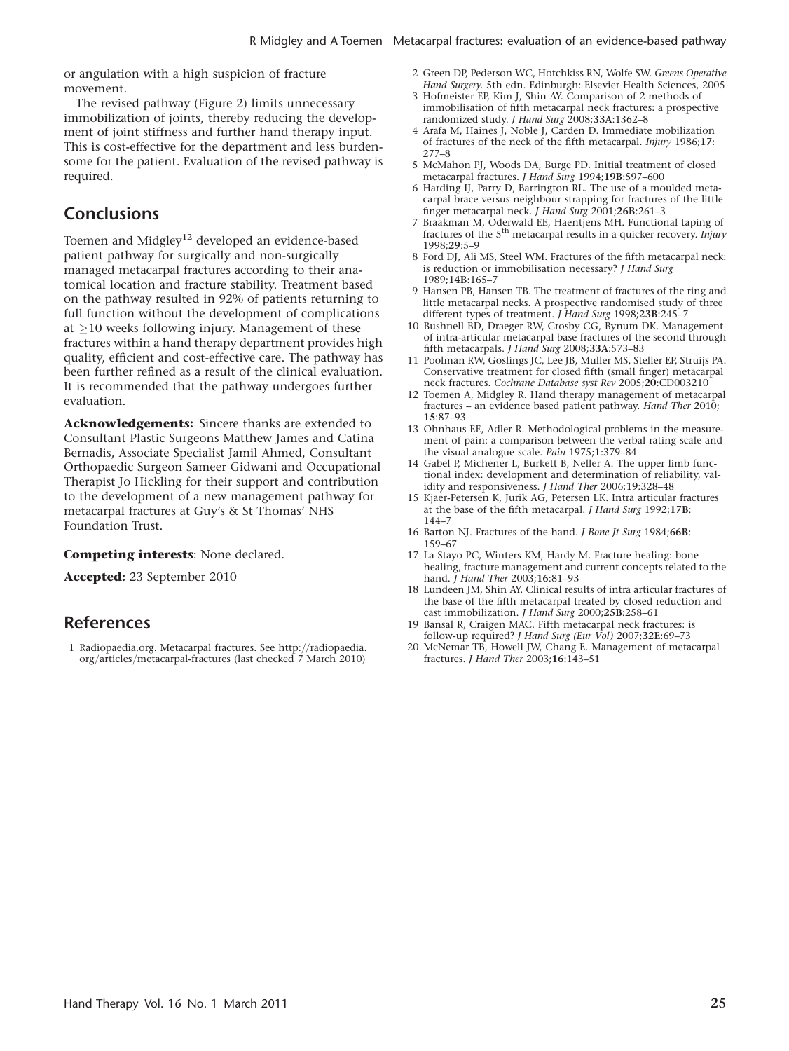or angulation with a high suspicion of fracture movement.

The revised pathway (Figure 2) limits unnecessary immobilization of joints, thereby reducing the development of joint stiffness and further hand therapy input. This is cost-effective for the department and less burdensome for the patient. Evaluation of the revised pathway is required.

## Conclusions

Toemen and Midgley[12] developed an evidence-based patient pathway for surgically and non-surgically managed metacarpal fractures according to their anatomical location and fracture stability. Treatment based on the pathway resulted in 92% of patients returning to full function without the development of complications at $\geq$10 weeks following injury. Management of these fractures within a hand therapy department provides high quality, efficient and cost-effective care. The pathway has been further refined as a result of the clinical evaluation. It is recommended that the pathway undergoes further evaluation.

**Acknowledgements:** Sincere thanks are extended to Consultant Plastic Surgeons Matthew James and Catina Bernadis, Associate Specialist Jamil Ahmed, Consultant Orthopaedic Surgeon Sameer Gidwani and Occupational Therapist Jo Hickling for their support and contribution to the development of a new management pathway for metacarpal fractures at Guy's & St Thomas' NHS Foundation Trust.

**Competing interests**: None declared.

**Accepted:** 23 September 2010

## References

1. Radiopaedia.org. Metacarpal fractures. See http://radiopaedia.org/articles/metacarpal-fractures (last checked 7 March 2010)
2. Green DP, Pederson WC, Hotchkiss RN, Wolfe SW. *Greens Operative Hand Surgery*. 5th edn. Edinburgh: Elsevier Health Sciences, 2005
3. Hofmeister EP, Kim J, Shin AY. Comparison of 2 methods of immobilisation of fifth metacarpal neck fractures: a prospective randomized study. *J Hand Surg* 2008;**33A**:1362–8
4. Arafa M, Haines J, Noble J, Carden D. Immediate mobilization of fractures of the neck of the fifth metacarpal. *Injury* 1986;**17**: 277–8
5. McMahon PJ, Woods DA, Burge PD. Initial treatment of closed metacarpal fractures. *J Hand Surg* 1994;**19B**:597–600
6. Harding IJ, Parry D, Barrington RL. The use of a moulded metacarpal brace versus neighbour strapping for fractures of the little finger metacarpal neck. *J Hand Surg* 2001;**26B**:261–3
7. Braakman M, Oderwald EE, Haentjens MH. Functional taping of fractures of the 5th metacarpal results in a quicker recovery. *Injury* 1998;**29**:5–9
8. Ford DJ, Ali MS, Steel WM. Fractures of the fifth metacarpal neck: is reduction or immobilisation necessary? *J Hand Surg* 1989;**14B**:165–7
9. Hansen PB, Hansen TB. The treatment of fractures of the ring and little metacarpal necks. A prospective randomised study of three different types of treatment. *J Hand Surg* 1998;**23B**:245–7
10. Bushnell BD, Draeger RW, Crosby CG, Bynum DK. Management of intra-articular metacarpal base fractures of the second through fifth metacarpals. *J Hand Surg* 2008;**33A**:573–83
11. Poolman RW, Goslings JC, Lee JB, Muller MS, Steller EP, Struijs PA. Conservative treatment for closed fifth (small finger) metacarpal neck fractures. *Cochrane Database syst Rev* 2005;**20**:CD003210
12. Toemen A, Midgley R. Hand therapy management of metacarpal fractures – an evidence based patient pathway. *Hand Ther* 2010; **15**:87–93
13. Ohnhaus EE, Adler R. Methodological problems in the measurement of pain: a comparison between the verbal rating scale and the visual analogue scale. *Pain* 1975;**1**:379–84
14. Gabel P, Michener L, Burkett B, Neller A. The upper limb functional index: development and determination of reliability, validity and responsiveness. *J Hand Ther* 2006;**19**:328–48
15. Kjaer-Petersen K, Jurik AG, Petersen LK. Intra articular fractures at the base of the fifth metacarpal. *J Hand Surg* 1992;**17B**: 144–7
16. Barton NJ. Fractures of the hand. *J Bone Jt Surg* 1984;**66B**: 159–67
17. La Stayo PC, Winters KM, Hardy M. Fracture healing: bone healing, fracture management and current concepts related to the hand. *J Hand Ther* 2003;**16**:81–93
18. Lundeen JM, Shin AY. Clinical results of intra articular fractures of the base of the fifth metacarpal treated by closed reduction and cast immobilization. *J Hand Surg* 2000;**25B**:258–61
19. Bansal R, Craigen MAC. Fifth metacarpal neck fractures: is follow-up required? *J Hand Surg (Eur Vol)* 2007;**32E**:69–73
20. McNemar TB, Howell JW, Chang E. Management of metacarpal fractures. *J Hand Ther* 2003;**16**:143–51